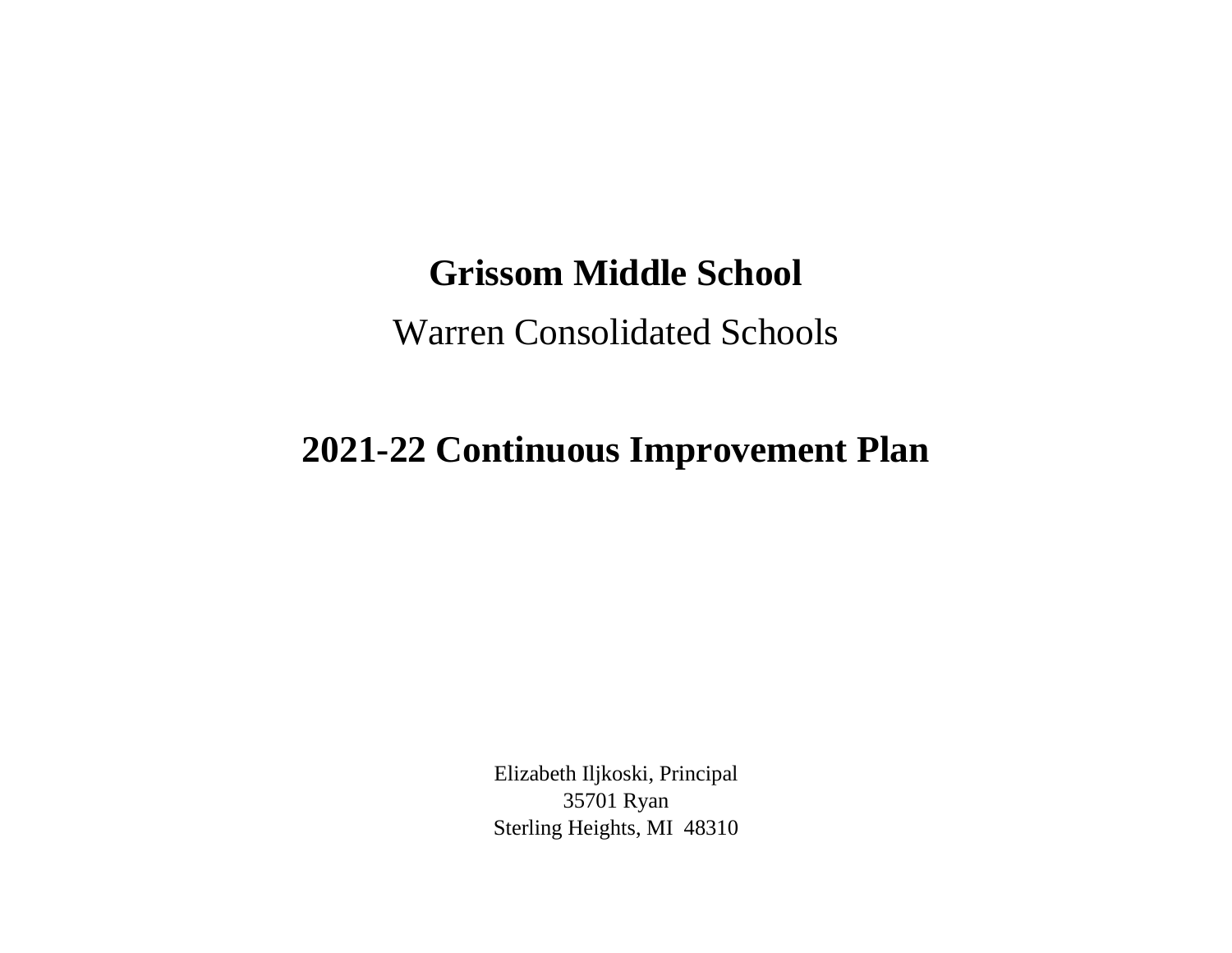# Grissom Middle School

Warren Consolidated Schools

# 2021-22 Continuous Improvement Plan

Elizabeth Iljkoski, Principal
35701 Ryan
Sterling Heights, MI 48310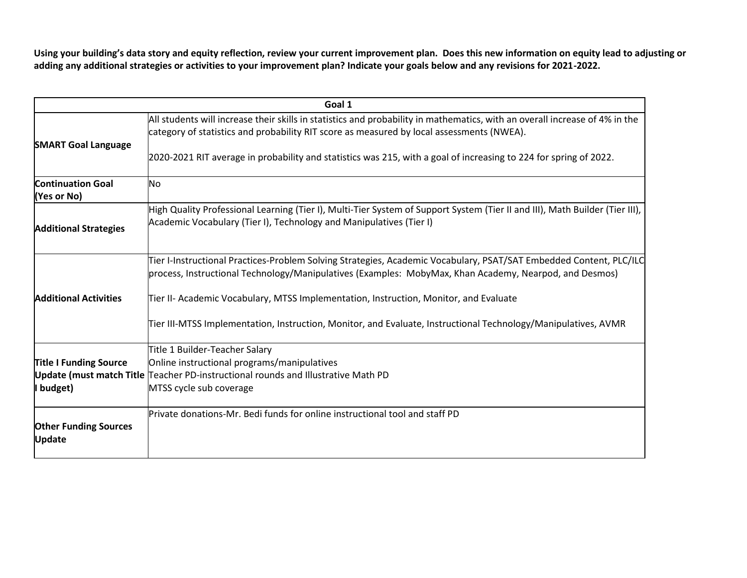**Using your building's data story and equity reflection, review your current improvement plan. Does this new information on equity lead to adjusting or adding any additional strategies or activities to your improvement plan? Indicate your goals below and any revisions for 2021-2022.**

| Goal 1 | |
|---|---|
| **SMART Goal Language** | All students will increase their skills in statistics and probability in mathematics, with an overall increase of 4% in the category of statistics and probability RIT score as measured by local assessments (NWEA).<br><br>2020-2021 RIT average in probability and statistics was 215, with a goal of increasing to 224 for spring of 2022. |
| **Continuation Goal (Yes or No)** | No |
| **Additional Strategies** | High Quality Professional Learning (Tier I), Multi-Tier System of Support System (Tier II and III), Math Builder (Tier III), Academic Vocabulary (Tier I), Technology and Manipulatives (Tier I) |
| **Additional Activities** | Tier I-Instructional Practices-Problem Solving Strategies, Academic Vocabulary, PSAT/SAT Embedded Content, PLC/ILC process, Instructional Technology/Manipulatives (Examples: MobyMax, Khan Academy, Nearpod, and Desmos)<br><br>Tier II- Academic Vocabulary, MTSS Implementation, Instruction, Monitor, and Evaluate<br><br>Tier III-MTSS Implementation, Instruction, Monitor, and Evaluate, Instructional Technology/Manipulatives, AVMR |
| **Title I Funding Source Update (must match Title I budget)** | Title 1 Builder-Teacher Salary<br>Online instructional programs/manipulatives<br>Teacher PD-instructional rounds and Illustrative Math PD<br>MTSS cycle sub coverage |
| **Other Funding Sources Update** | Private donations-Mr. Bedi funds for online instructional tool and staff PD |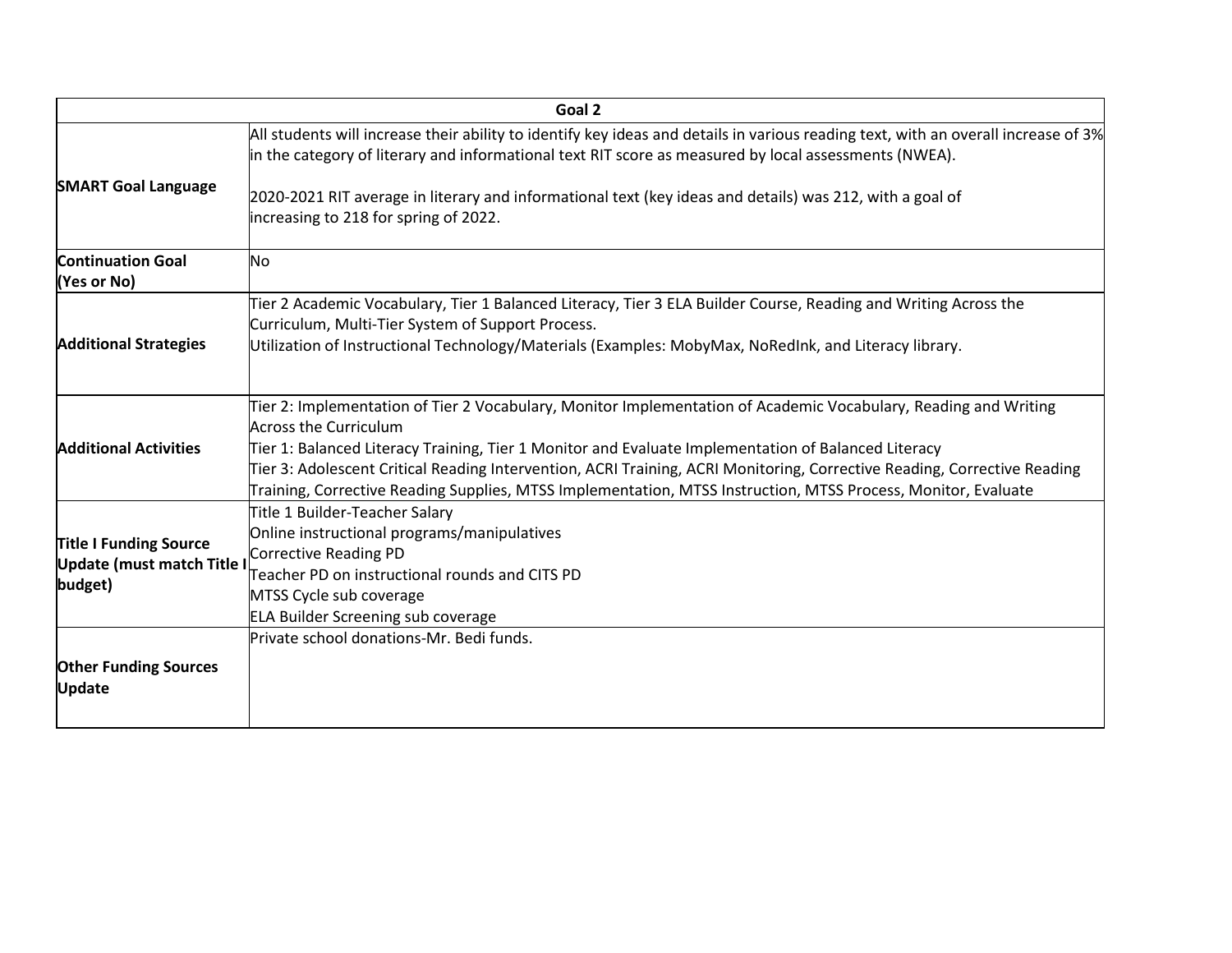| Goal 2 | |
|---|---|
| **SMART Goal Language** | All students will increase their ability to identify key ideas and details in various reading text, with an overall increase of 3% in the category of literary and informational text RIT score as measured by local assessments (NWEA).<br><br>2020-2021 RIT average in literary and informational text (key ideas and details) was 212, with a goal of increasing to 218 for spring of 2022. |
| **Continuation Goal (Yes or No)** | No |
| **Additional Strategies** | Tier 2 Academic Vocabulary, Tier 1 Balanced Literacy, Tier 3 ELA Builder Course, Reading and Writing Across the Curriculum, Multi-Tier System of Support Process.<br>Utilization of Instructional Technology/Materials (Examples: MobyMax, NoRedInk, and Literacy library. |
| **Additional Activities** | Tier 2: Implementation of Tier 2 Vocabulary, Monitor Implementation of Academic Vocabulary, Reading and Writing Across the Curriculum<br>Tier 1: Balanced Literacy Training, Tier 1 Monitor and Evaluate Implementation of Balanced Literacy<br>Tier 3: Adolescent Critical Reading Intervention, ACRI Training, ACRI Monitoring, Corrective Reading, Corrective Reading Training, Corrective Reading Supplies, MTSS Implementation, MTSS Instruction, MTSS Process, Monitor, Evaluate |
| **Title I Funding Source Update (must match Title I budget)** | Title 1 Builder-Teacher Salary<br>Online instructional programs/manipulatives<br>Corrective Reading PD<br>Teacher PD on instructional rounds and CITS PD<br>MTSS Cycle sub coverage<br>ELA Builder Screening sub coverage |
| **Other Funding Sources Update** | Private school donations-Mr. Bedi funds. |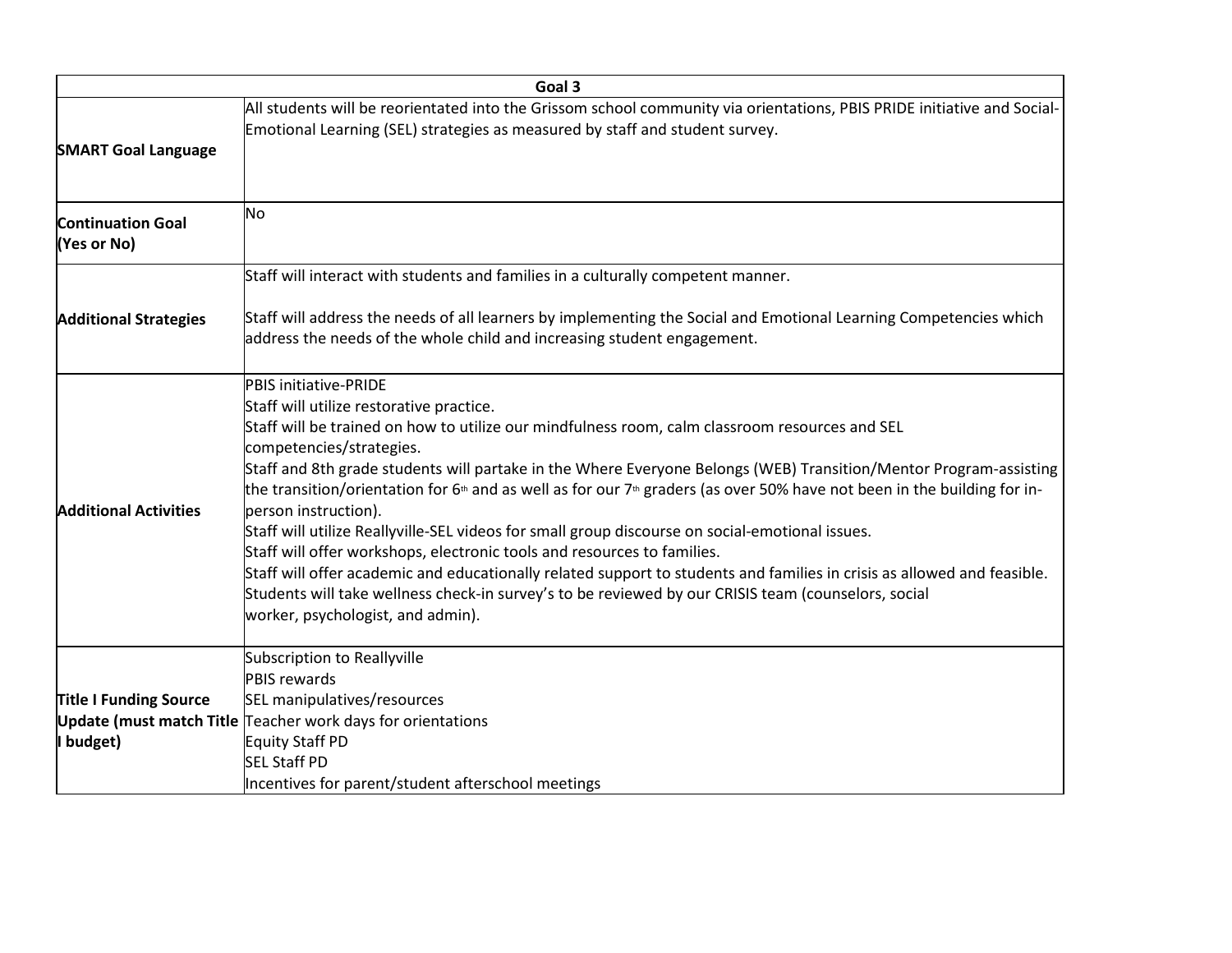| Goal 3 | |
|---|---|
| **SMART Goal Language** | All students will be reorientated into the Grissom school community via orientations, PBIS PRIDE initiative and Social-Emotional Learning (SEL) strategies as measured by staff and student survey. |
| **Continuation Goal (Yes or No)** | No |
| **Additional Strategies** | Staff will interact with students and families in a culturally competent manner.<br><br>Staff will address the needs of all learners by implementing the Social and Emotional Learning Competencies which address the needs of the whole child and increasing student engagement. |
| **Additional Activities** | PBIS initiative-PRIDE<br>Staff will utilize restorative practice.<br>Staff will be trained on how to utilize our mindfulness room, calm classroom resources and SEL competencies/strategies.<br>Staff and 8th grade students will partake in the Where Everyone Belongs (WEB) Transition/Mentor Program-assisting the transition/orientation for 6th and as well as for our 7th graders (as over 50% have not been in the building for in-person instruction).<br>Staff will utilize Reallyville-SEL videos for small group discourse on social-emotional issues.<br>Staff will offer workshops, electronic tools and resources to families.<br>Staff will offer academic and educationally related support to students and families in crisis as allowed and feasible.<br>Students will take wellness check-in survey's to be reviewed by our CRISIS team (counselors, social worker, psychologist, and admin). |
| **Title I Funding Source Update (must match Title I budget)** | Subscription to Reallyville<br>PBIS rewards<br>SEL manipulatives/resources<br>Teacher work days for orientations<br>Equity Staff PD<br>SEL Staff PD<br>Incentives for parent/student afterschool meetings |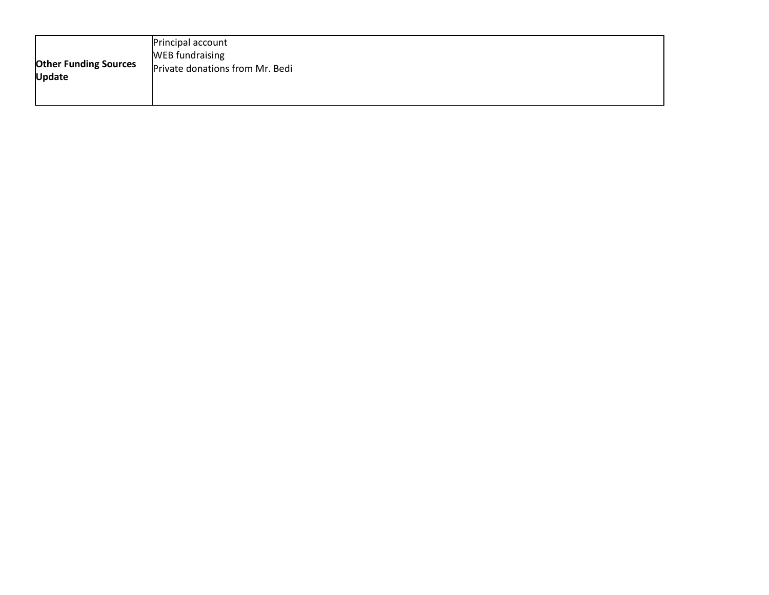| | |
|---|---|
| **Other Funding Sources Update** | Principal account<br>WEB fundraising<br>Private donations from Mr. Bedi |